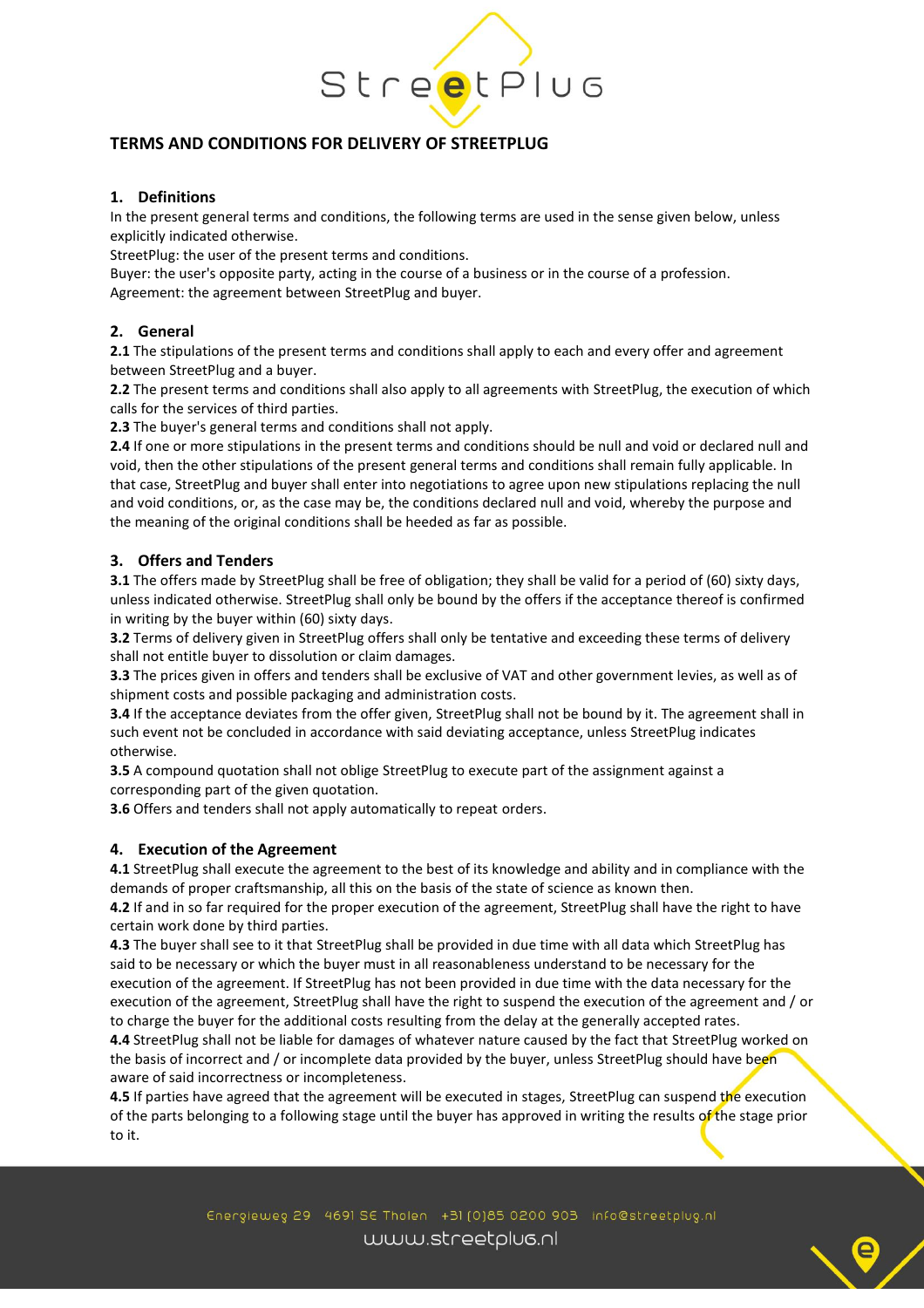# TERMS AND CONDITIONS FOR DELIVERY OF STREETPLUG

## 1. Definitions

In the present general terms and conditions, the following terms are used in the sense given below, unless explicitly indicated otherwise.

StreetPlug: the user of the present terms and conditions.

Buyer: the user's opposite party, acting in the course of a business or in the course of a profession.

Agreement: the agreement between StreetPlug and buyer.

## 2. General

**2.1** The stipulations of the present terms and conditions shall apply to each and every offer and agreement between StreetPlug and a buyer.

**2.2** The present terms and conditions shall also apply to all agreements with StreetPlug, the execution of which calls for the services of third parties.

**2.3** The buyer's general terms and conditions shall not apply.

**2.4** If one or more stipulations in the present terms and conditions should be null and void or declared null and void, then the other stipulations of the present general terms and conditions shall remain fully applicable. In that case, StreetPlug and buyer shall enter into negotiations to agree upon new stipulations replacing the null and void conditions, or, as the case may be, the conditions declared null and void, whereby the purpose and the meaning of the original conditions shall be heeded as far as possible.

## 3. Offers and Tenders

**3.1** The offers made by StreetPlug shall be free of obligation; they shall be valid for a period of (60) sixty days, unless indicated otherwise. StreetPlug shall only be bound by the offers if the acceptance thereof is confirmed in writing by the buyer within (60) sixty days.

**3.2** Terms of delivery given in StreetPlug offers shall only be tentative and exceeding these terms of delivery shall not entitle buyer to dissolution or claim damages.

**3.3** The prices given in offers and tenders shall be exclusive of VAT and other government levies, as well as of shipment costs and possible packaging and administration costs.

**3.4** If the acceptance deviates from the offer given, StreetPlug shall not be bound by it. The agreement shall in such event not be concluded in accordance with said deviating acceptance, unless StreetPlug indicates otherwise.

**3.5** A compound quotation shall not oblige StreetPlug to execute part of the assignment against a corresponding part of the given quotation.

**3.6** Offers and tenders shall not apply automatically to repeat orders.

## 4. Execution of the Agreement

**4.1** StreetPlug shall execute the agreement to the best of its knowledge and ability and in compliance with the demands of proper craftsmanship, all this on the basis of the state of science as known then.

**4.2** If and in so far required for the proper execution of the agreement, StreetPlug shall have the right to have certain work done by third parties.

**4.3** The buyer shall see to it that StreetPlug shall be provided in due time with all data which StreetPlug has said to be necessary or which the buyer must in all reasonableness understand to be necessary for the execution of the agreement. If StreetPlug has not been provided in due time with the data necessary for the execution of the agreement, StreetPlug shall have the right to suspend the execution of the agreement and / or to charge the buyer for the additional costs resulting from the delay at the generally accepted rates.

**4.4** StreetPlug shall not be liable for damages of whatever nature caused by the fact that StreetPlug worked on the basis of incorrect and / or incomplete data provided by the buyer, unless StreetPlug should have been aware of said incorrectness or incompleteness.

**4.5** If parties have agreed that the agreement will be executed in stages, StreetPlug can suspend the execution of the parts belonging to a following stage until the buyer has approved in writing the results of the stage prior to it.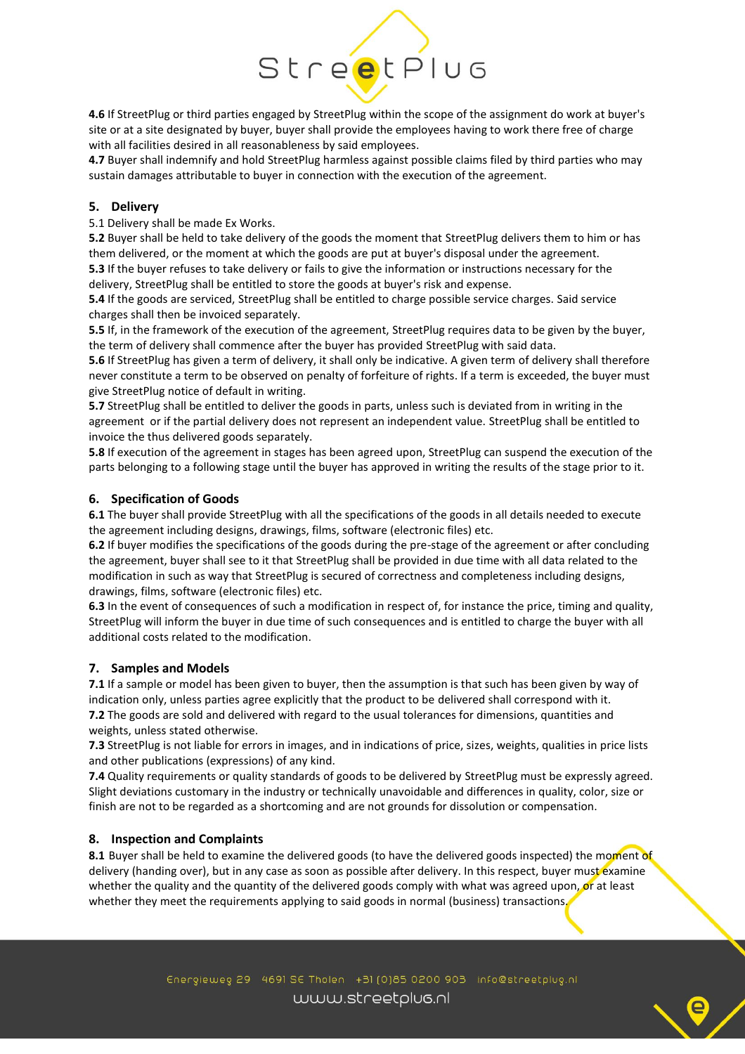**4.6** If StreetPlug or third parties engaged by StreetPlug within the scope of the assignment do work at buyer's site or at a site designated by buyer, buyer shall provide the employees having to work there free of charge with all facilities desired in all reasonableness by said employees.
**4.7** Buyer shall indemnify and hold StreetPlug harmless against possible claims filed by third parties who may sustain damages attributable to buyer in connection with the execution of the agreement.

## 5. Delivery

5.1 Delivery shall be made Ex Works.
**5.2** Buyer shall be held to take delivery of the goods the moment that StreetPlug delivers them to him or has them delivered, or the moment at which the goods are put at buyer's disposal under the agreement.
**5.3** If the buyer refuses to take delivery or fails to give the information or instructions necessary for the delivery, StreetPlug shall be entitled to store the goods at buyer's risk and expense.
**5.4** If the goods are serviced, StreetPlug shall be entitled to charge possible service charges. Said service charges shall then be invoiced separately.
**5.5** If, in the framework of the execution of the agreement, StreetPlug requires data to be given by the buyer, the term of delivery shall commence after the buyer has provided StreetPlug with said data.
**5.6** If StreetPlug has given a term of delivery, it shall only be indicative. A given term of delivery shall therefore never constitute a term to be observed on penalty of forfeiture of rights. If a term is exceeded, the buyer must give StreetPlug notice of default in writing.
**5.7** StreetPlug shall be entitled to deliver the goods in parts, unless such is deviated from in writing in the agreement or if the partial delivery does not represent an independent value. StreetPlug shall be entitled to invoice the thus delivered goods separately.
**5.8** If execution of the agreement in stages has been agreed upon, StreetPlug can suspend the execution of the parts belonging to a following stage until the buyer has approved in writing the results of the stage prior to it.

## 6. Specification of Goods

**6.1** The buyer shall provide StreetPlug with all the specifications of the goods in all details needed to execute the agreement including designs, drawings, films, software (electronic files) etc.
**6.2** If buyer modifies the specifications of the goods during the pre-stage of the agreement or after concluding the agreement, buyer shall see to it that StreetPlug shall be provided in due time with all data related to the modification in such as way that StreetPlug is secured of correctness and completeness including designs, drawings, films, software (electronic files) etc.
**6.3** In the event of consequences of such a modification in respect of, for instance the price, timing and quality, StreetPlug will inform the buyer in due time of such consequences and is entitled to charge the buyer with all additional costs related to the modification.

## 7. Samples and Models

**7.1** If a sample or model has been given to buyer, then the assumption is that such has been given by way of indication only, unless parties agree explicitly that the product to be delivered shall correspond with it.
**7.2** The goods are sold and delivered with regard to the usual tolerances for dimensions, quantities and weights, unless stated otherwise.
**7.3** StreetPlug is not liable for errors in images, and in indications of price, sizes, weights, qualities in price lists and other publications (expressions) of any kind.
**7.4** Quality requirements or quality standards of goods to be delivered by StreetPlug must be expressly agreed. Slight deviations customary in the industry or technically unavoidable and differences in quality, color, size or finish are not to be regarded as a shortcoming and are not grounds for dissolution or compensation.

## 8. Inspection and Complaints

**8.1** Buyer shall be held to examine the delivered goods (to have the delivered goods inspected) the moment of delivery (handing over), but in any case as soon as possible after delivery. In this respect, buyer must examine whether the quality and the quantity of the delivered goods comply with what was agreed upon, or at least whether they meet the requirements applying to said goods in normal (business) transactions.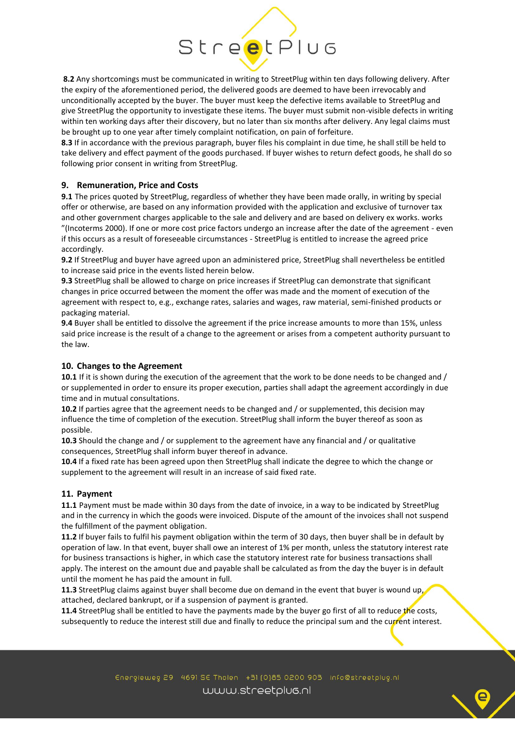**8.2** Any shortcomings must be communicated in writing to StreetPlug within ten days following delivery. After the expiry of the aforementioned period, the delivered goods are deemed to have been irrevocably and unconditionally accepted by the buyer. The buyer must keep the defective items available to StreetPlug and give StreetPlug the opportunity to investigate these items. The buyer must submit non-visible defects in writing within ten working days after their discovery, but no later than six months after delivery. Any legal claims must be brought up to one year after timely complaint notification, on pain of forfeiture.

**8.3** If in accordance with the previous paragraph, buyer files his complaint in due time, he shall still be held to take delivery and effect payment of the goods purchased. If buyer wishes to return defect goods, he shall do so following prior consent in writing from StreetPlug.

## 9. Remuneration, Price and Costs

**9.1** The prices quoted by StreetPlug, regardless of whether they have been made orally, in writing by special offer or otherwise, are based on any information provided with the application and exclusive of turnover tax and other government charges applicable to the sale and delivery and are based on delivery ex works. works "(Incoterms 2000). If one or more cost price factors undergo an increase after the date of the agreement - even if this occurs as a result of foreseeable circumstances - StreetPlug is entitled to increase the agreed price accordingly.

**9.2** If StreetPlug and buyer have agreed upon an administered price, StreetPlug shall nevertheless be entitled to increase said price in the events listed herein below.

**9.3** StreetPlug shall be allowed to charge on price increases if StreetPlug can demonstrate that significant changes in price occurred between the moment the offer was made and the moment of execution of the agreement with respect to, e.g., exchange rates, salaries and wages, raw material, semi-finished products or packaging material.

**9.4** Buyer shall be entitled to dissolve the agreement if the price increase amounts to more than 15%, unless said price increase is the result of a change to the agreement or arises from a competent authority pursuant to the law.

## 10. Changes to the Agreement

**10.1** If it is shown during the execution of the agreement that the work to be done needs to be changed and / or supplemented in order to ensure its proper execution, parties shall adapt the agreement accordingly in due time and in mutual consultations.

**10.2** If parties agree that the agreement needs to be changed and / or supplemented, this decision may influence the time of completion of the execution. StreetPlug shall inform the buyer thereof as soon as possible.

**10.3** Should the change and / or supplement to the agreement have any financial and / or qualitative consequences, StreetPlug shall inform buyer thereof in advance.

**10.4** If a fixed rate has been agreed upon then StreetPlug shall indicate the degree to which the change or supplement to the agreement will result in an increase of said fixed rate.

## 11. Payment

**11.1** Payment must be made within 30 days from the date of invoice, in a way to be indicated by StreetPlug and in the currency in which the goods were invoiced. Dispute of the amount of the invoices shall not suspend the fulfillment of the payment obligation.

**11.2** If buyer fails to fulfil his payment obligation within the term of 30 days, then buyer shall be in default by operation of law. In that event, buyer shall owe an interest of 1% per month, unless the statutory interest rate for business transactions is higher, in which case the statutory interest rate for business transactions shall apply. The interest on the amount due and payable shall be calculated as from the day the buyer is in default until the moment he has paid the amount in full.

**11.3** StreetPlug claims against buyer shall become due on demand in the event that buyer is wound up, attached, declared bankrupt, or if a suspension of payment is granted.

**11.4** StreetPlug shall be entitled to have the payments made by the buyer go first of all to reduce the costs, subsequently to reduce the interest still due and finally to reduce the principal sum and the current interest.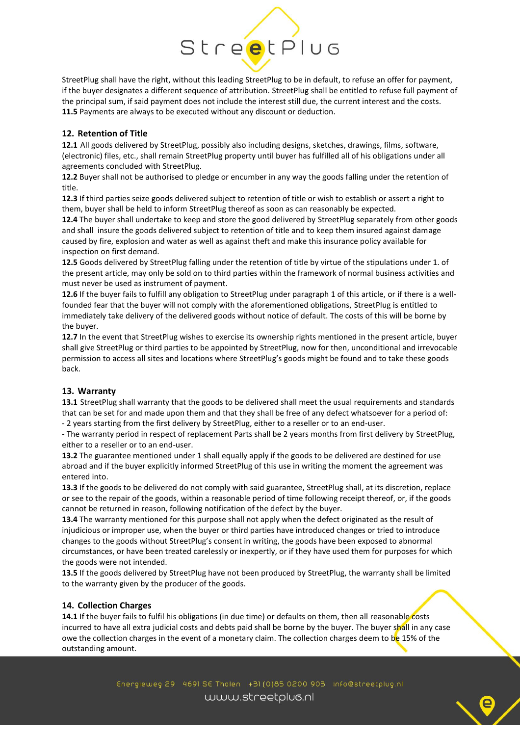StreetPlug shall have the right, without this leading StreetPlug to be in default, to refuse an offer for payment, if the buyer designates a different sequence of attribution. StreetPlug shall be entitled to refuse full payment of the principal sum, if said payment does not include the interest still due, the current interest and the costs.
**11.5** Payments are always to be executed without any discount or deduction.

## 12. Retention of Title

**12.1** All goods delivered by StreetPlug, possibly also including designs, sketches, drawings, films, software, (electronic) files, etc., shall remain StreetPlug property until buyer has fulfilled all of his obligations under all agreements concluded with StreetPlug.
**12.2** Buyer shall not be authorised to pledge or encumber in any way the goods falling under the retention of title.
**12.3** If third parties seize goods delivered subject to retention of title or wish to establish or assert a right to them, buyer shall be held to inform StreetPlug thereof as soon as can reasonably be expected.
**12.4** The buyer shall undertake to keep and store the good delivered by StreetPlug separately from other goods and shall insure the goods delivered subject to retention of title and to keep them insured against damage caused by fire, explosion and water as well as against theft and make this insurance policy available for inspection on first demand.
**12.5** Goods delivered by StreetPlug falling under the retention of title by virtue of the stipulations under 1. of the present article, may only be sold on to third parties within the framework of normal business activities and must never be used as instrument of payment.
**12.6** If the buyer fails to fulfill any obligation to StreetPlug under paragraph 1 of this article, or if there is a well-founded fear that the buyer will not comply with the aforementioned obligations, StreetPlug is entitled to immediately take delivery of the delivered goods without notice of default. The costs of this will be borne by the buyer.
**12.7** In the event that StreetPlug wishes to exercise its ownership rights mentioned in the present article, buyer shall give StreetPlug or third parties to be appointed by StreetPlug, now for then, unconditional and irrevocable permission to access all sites and locations where StreetPlug's goods might be found and to take these goods back.

## 13. Warranty

**13.1** StreetPlug shall warranty that the goods to be delivered shall meet the usual requirements and standards that can be set for and made upon them and that they shall be free of any defect whatsoever for a period of:
- 2 years starting from the first delivery by StreetPlug, either to a reseller or to an end-user.
- The warranty period in respect of replacement Parts shall be 2 years months from first delivery by StreetPlug, either to a reseller or to an end-user.

**13.2** The guarantee mentioned under 1 shall equally apply if the goods to be delivered are destined for use abroad and if the buyer explicitly informed StreetPlug of this use in writing the moment the agreement was entered into.
**13.3** If the goods to be delivered do not comply with said guarantee, StreetPlug shall, at its discretion, replace or see to the repair of the goods, within a reasonable period of time following receipt thereof, or, if the goods cannot be returned in reason, following notification of the defect by the buyer.
**13.4** The warranty mentioned for this purpose shall not apply when the defect originated as the result of injudicious or improper use, when the buyer or third parties have introduced changes or tried to introduce changes to the goods without StreetPlug's consent in writing, the goods have been exposed to abnormal circumstances, or have been treated carelessly or inexpertly, or if they have used them for purposes for which the goods were not intended.
**13.5** If the goods delivered by StreetPlug have not been produced by StreetPlug, the warranty shall be limited to the warranty given by the producer of the goods.

## 14. Collection Charges

**14.1** If the buyer fails to fulfil his obligations (in due time) or defaults on them, then all reasonable costs incurred to have all extra judicial costs and debts paid shall be borne by the buyer. The buyer shall in any case owe the collection charges in the event of a monetary claim. The collection charges deem to be 15% of the outstanding amount.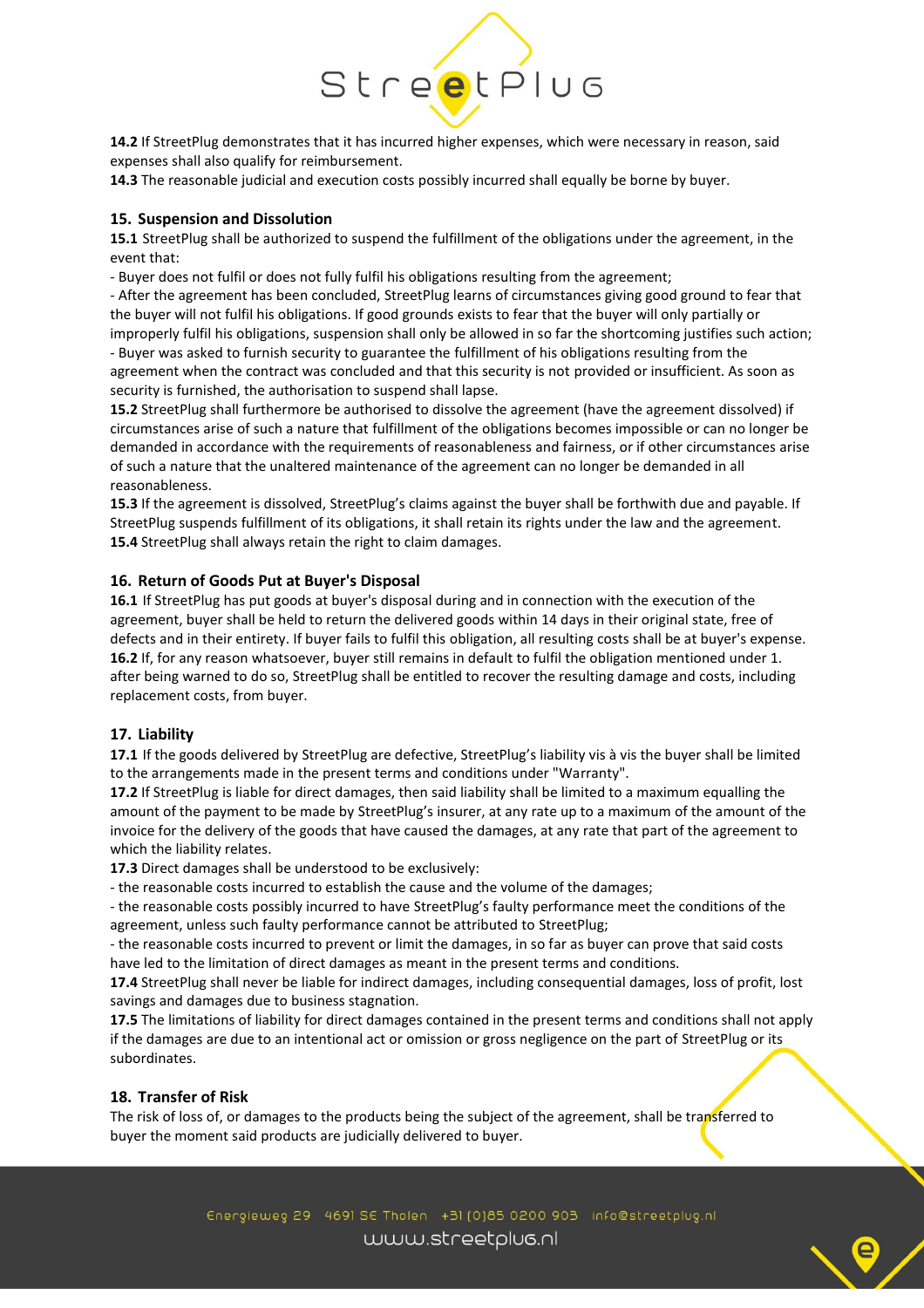**14.2** If StreetPlug demonstrates that it has incurred higher expenses, which were necessary in reason, said expenses shall also qualify for reimbursement.
**14.3** The reasonable judicial and execution costs possibly incurred shall equally be borne by buyer.

## 15. Suspension and Dissolution

**15.1** StreetPlug shall be authorized to suspend the fulfillment of the obligations under the agreement, in the event that:
- Buyer does not fulfil or does not fully fulfil his obligations resulting from the agreement;
- After the agreement has been concluded, StreetPlug learns of circumstances giving good ground to fear that the buyer will not fulfil his obligations. If good grounds exists to fear that the buyer will only partially or improperly fulfil his obligations, suspension shall only be allowed in so far the shortcoming justifies such action;
- Buyer was asked to furnish security to guarantee the fulfillment of his obligations resulting from the agreement when the contract was concluded and that this security is not provided or insufficient. As soon as security is furnished, the authorisation to suspend shall lapse.

**15.2** StreetPlug shall furthermore be authorised to dissolve the agreement (have the agreement dissolved) if circumstances arise of such a nature that fulfillment of the obligations becomes impossible or can no longer be demanded in accordance with the requirements of reasonableness and fairness, or if other circumstances arise of such a nature that the unaltered maintenance of the agreement can no longer be demanded in all reasonableness.
**15.3** If the agreement is dissolved, StreetPlug's claims against the buyer shall be forthwith due and payable. If StreetPlug suspends fulfillment of its obligations, it shall retain its rights under the law and the agreement.
**15.4** StreetPlug shall always retain the right to claim damages.

## 16. Return of Goods Put at Buyer's Disposal

**16.1** If StreetPlug has put goods at buyer's disposal during and in connection with the execution of the agreement, buyer shall be held to return the delivered goods within 14 days in their original state, free of defects and in their entirety. If buyer fails to fulfil this obligation, all resulting costs shall be at buyer's expense.
**16.2** If, for any reason whatsoever, buyer still remains in default to fulfil the obligation mentioned under 1. after being warned to do so, StreetPlug shall be entitled to recover the resulting damage and costs, including replacement costs, from buyer.

## 17. Liability

**17.1** If the goods delivered by StreetPlug are defective, StreetPlug's liability vis à vis the buyer shall be limited to the arrangements made in the present terms and conditions under "Warranty".
**17.2** If StreetPlug is liable for direct damages, then said liability shall be limited to a maximum equalling the amount of the payment to be made by StreetPlug's insurer, at any rate up to a maximum of the amount of the invoice for the delivery of the goods that have caused the damages, at any rate that part of the agreement to which the liability relates.
**17.3** Direct damages shall be understood to be exclusively:
- the reasonable costs incurred to establish the cause and the volume of the damages;
- the reasonable costs possibly incurred to have StreetPlug's faulty performance meet the conditions of the agreement, unless such faulty performance cannot be attributed to StreetPlug;
- the reasonable costs incurred to prevent or limit the damages, in so far as buyer can prove that said costs have led to the limitation of direct damages as meant in the present terms and conditions.

**17.4** StreetPlug shall never be liable for indirect damages, including consequential damages, loss of profit, lost savings and damages due to business stagnation.
**17.5** The limitations of liability for direct damages contained in the present terms and conditions shall not apply if the damages are due to an intentional act or omission or gross negligence on the part of StreetPlug or its subordinates.

## 18. Transfer of Risk

The risk of loss of, or damages to the products being the subject of the agreement, shall be transferred to buyer the moment said products are judicially delivered to buyer.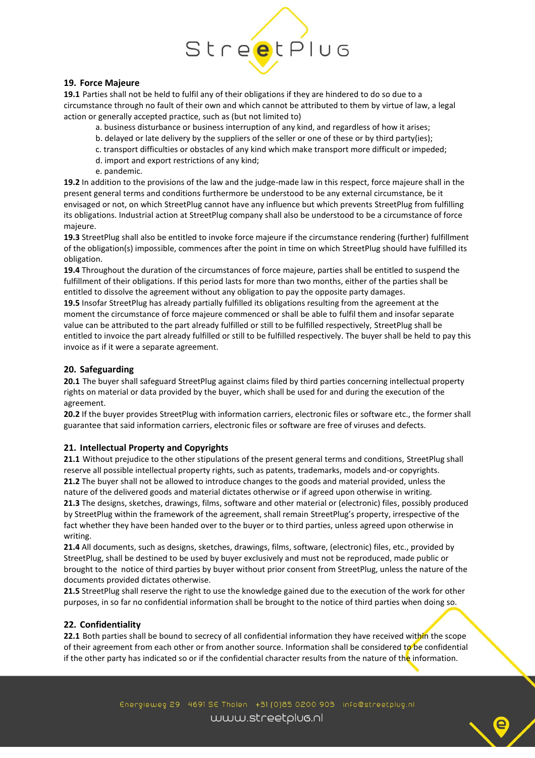## 19. Force Majeure

**19.1** Parties shall not be held to fulfil any of their obligations if they are hindered to do so due to a circumstance through no fault of their own and which cannot be attributed to them by virtue of law, a legal action or generally accepted practice, such as (but not limited to)

a. business disturbance or business interruption of any kind, and regardless of how it arises;
b. delayed or late delivery by the suppliers of the seller or one of these or by third party(ies);
c. transport difficulties or obstacles of any kind which make transport more difficult or impeded;
d. import and export restrictions of any kind;
e. pandemic.

**19.2** In addition to the provisions of the law and the judge-made law in this respect, force majeure shall in the present general terms and conditions furthermore be understood to be any external circumstance, be it envisaged or not, on which StreetPlug cannot have any influence but which prevents StreetPlug from fulfilling its obligations. Industrial action at StreetPlug company shall also be understood to be a circumstance of force majeure.

**19.3** StreetPlug shall also be entitled to invoke force majeure if the circumstance rendering (further) fulfillment of the obligation(s) impossible, commences after the point in time on which StreetPlug should have fulfilled its obligation.

**19.4** Throughout the duration of the circumstances of force majeure, parties shall be entitled to suspend the fulfillment of their obligations. If this period lasts for more than two months, either of the parties shall be entitled to dissolve the agreement without any obligation to pay the opposite party damages.

**19.5** Insofar StreetPlug has already partially fulfilled its obligations resulting from the agreement at the moment the circumstance of force majeure commenced or shall be able to fulfil them and insofar separate value can be attributed to the part already fulfilled or still to be fulfilled respectively, StreetPlug shall be entitled to invoice the part already fulfilled or still to be fulfilled respectively. The buyer shall be held to pay this invoice as if it were a separate agreement.

## 20. Safeguarding

**20.1** The buyer shall safeguard StreetPlug against claims filed by third parties concerning intellectual property rights on material or data provided by the buyer, which shall be used for and during the execution of the agreement.

**20.2** If the buyer provides StreetPlug with information carriers, electronic files or software etc., the former shall guarantee that said information carriers, electronic files or software are free of viruses and defects.

## 21. Intellectual Property and Copyrights

**21.1** Without prejudice to the other stipulations of the present general terms and conditions, StreetPlug shall reserve all possible intellectual property rights, such as patents, trademarks, models and-or copyrights.

**21.2** The buyer shall not be allowed to introduce changes to the goods and material provided, unless the nature of the delivered goods and material dictates otherwise or if agreed upon otherwise in writing.

**21.3** The designs, sketches, drawings, films, software and other material or (electronic) files, possibly produced by StreetPlug within the framework of the agreement, shall remain StreetPlug's property, irrespective of the fact whether they have been handed over to the buyer or to third parties, unless agreed upon otherwise in writing.

**21.4** All documents, such as designs, sketches, drawings, films, software, (electronic) files, etc., provided by StreetPlug, shall be destined to be used by buyer exclusively and must not be reproduced, made public or brought to the notice of third parties by buyer without prior consent from StreetPlug, unless the nature of the documents provided dictates otherwise.

**21.5** StreetPlug shall reserve the right to use the knowledge gained due to the execution of the work for other purposes, in so far no confidential information shall be brought to the notice of third parties when doing so.

## 22. Confidentiality

**22.1** Both parties shall be bound to secrecy of all confidential information they have received within the scope of their agreement from each other or from another source. Information shall be considered to be confidential if the other party has indicated so or if the confidential character results from the nature of the information.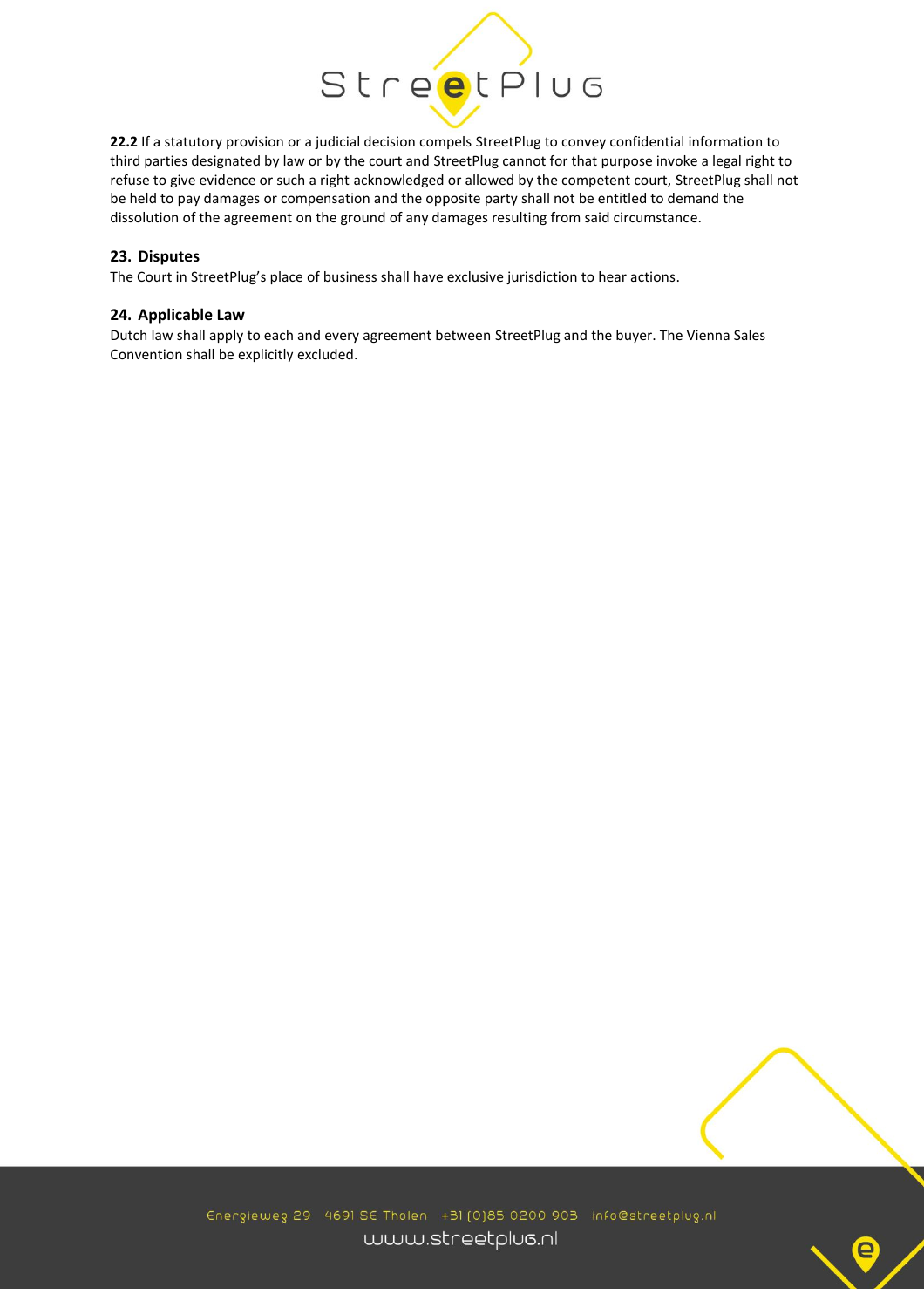**22.2** If a statutory provision or a judicial decision compels StreetPlug to convey confidential information to third parties designated by law or by the court and StreetPlug cannot for that purpose invoke a legal right to refuse to give evidence or such a right acknowledged or allowed by the competent court, StreetPlug shall not be held to pay damages or compensation and the opposite party shall not be entitled to demand the dissolution of the agreement on the ground of any damages resulting from said circumstance.

## 23. Disputes

The Court in StreetPlug's place of business shall have exclusive jurisdiction to hear actions.

## 24. Applicable Law

Dutch law shall apply to each and every agreement between StreetPlug and the buyer. The Vienna Sales Convention shall be explicitly excluded.